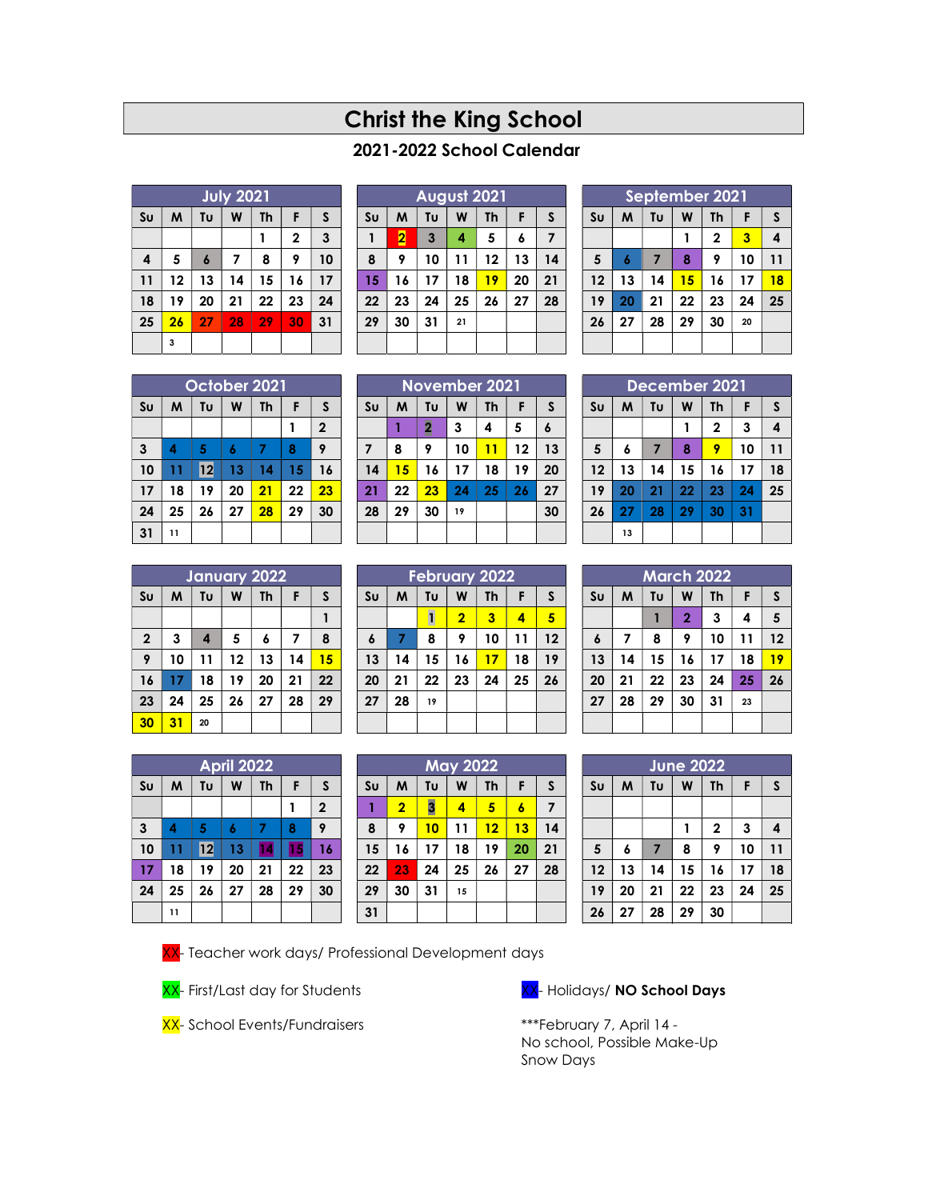# Christ the King School

## 2021-2022 School Calendar

### July 2021

| Su | M | Tu | W | Th | F | S |
|---|---|---|---|---|---|---|
| | | | | 1 | 2 | 3 |
| 4 | 5 | 6 | 7 | 8 | 9 | 10 |
| 11 | 12 | 13 | 14 | 15 | 16 | 17 |
| 18 | 19 | 20 | 21 | 22 | 23 | 24 |
| 25 | 26 | 27 | 28 | 29 | 30 | 31 |
| | 3 | | | | | |

### August 2021

| Su | M | Tu | W | Th | F | S |
|---|---|---|---|---|---|---|
| 1 | 2 | 3 | 4 | 5 | 6 | 7 |
| 8 | 9 | 10 | 11 | 12 | 13 | 14 |
| 15 | 16 | 17 | 18 | 19 | 20 | 21 |
| 22 | 23 | 24 | 25 | 26 | 27 | 28 |
| 29 | 30 | 31 | 21 | | | |

### September 2021

| Su | M | Tu | W | Th | F | S |
|---|---|---|---|---|---|---|
| | | | 1 | 2 | 3 | 4 |
| 5 | 6 | 7 | 8 | 9 | 10 | 11 |
| 12 | 13 | 14 | 15 | 16 | 17 | 18 |
| 19 | 20 | 21 | 22 | 23 | 24 | 25 |
| 26 | 27 | 28 | 29 | 30 | 20 | |

### October 2021

| Su | M | Tu | W | Th | F | S |
|---|---|---|---|---|---|---|
| | | | | | 1 | 2 |
| 3 | 4 | 5 | 6 | 7 | 8 | 9 |
| 10 | 11 | 12 | 13 | 14 | 15 | 16 |
| 17 | 18 | 19 | 20 | 21 | 22 | 23 |
| 24 | 25 | 26 | 27 | 28 | 29 | 30 |
| 31 | 11 | | | | | |

### November 2021

| Su | M | Tu | W | Th | F | S |
|---|---|---|---|---|---|---|
| | 1 | 2 | 3 | 4 | 5 | 6 |
| 7 | 8 | 9 | 10 | 11 | 12 | 13 |
| 14 | 15 | 16 | 17 | 18 | 19 | 20 |
| 21 | 22 | 23 | 24 | 25 | 26 | 27 |
| 28 | 29 | 30 | 19 | | | 30 |

### December 2021

| Su | M | Tu | W | Th | F | S |
|---|---|---|---|---|---|---|
| | | | 1 | 2 | 3 | 4 |
| 5 | 6 | 7 | 8 | 9 | 10 | 11 |
| 12 | 13 | 14 | 15 | 16 | 17 | 18 |
| 19 | 20 | 21 | 22 | 23 | 24 | 25 |
| 26 | 27 | 28 | 29 | 30 | 31 | |
| | 13 | | | | | |

### January 2022

| Su | M | Tu | W | Th | F | S |
|---|---|---|---|---|---|---|
| | | | | | | 1 |
| 2 | 3 | 4 | 5 | 6 | 7 | 8 |
| 9 | 10 | 11 | 12 | 13 | 14 | 15 |
| 16 | 17 | 18 | 19 | 20 | 21 | 22 |
| 23 | 24 | 25 | 26 | 27 | 28 | 29 |
| 30 | 31 | 20 | | | | |

### February 2022

| Su | M | Tu | W | Th | F | S |
|---|---|---|---|---|---|---|
| | | 1 | 2 | 3 | 4 | 5 |
| 6 | 7 | 8 | 9 | 10 | 11 | 12 |
| 13 | 14 | 15 | 16 | 17 | 18 | 19 |
| 20 | 21 | 22 | 23 | 24 | 25 | 26 |
| 27 | 28 | 19 | | | | |

### March 2022

| Su | M | Tu | W | Th | F | S |
|---|---|---|---|---|---|---|
| | | 1 | 2 | 3 | 4 | 5 |
| 6 | 7 | 8 | 9 | 10 | 11 | 12 |
| 13 | 14 | 15 | 16 | 17 | 18 | 19 |
| 20 | 21 | 22 | 23 | 24 | 25 | 26 |
| 27 | 28 | 29 | 30 | 31 | 23 | |

### April 2022

| Su | M | Tu | W | Th | F | S |
|---|---|---|---|---|---|---|
| | | | | | 1 | 2 |
| 3 | 4 | 5 | 6 | 7 | 8 | 9 |
| 10 | 11 | 12 | 13 | 14 | 15 | 16 |
| 17 | 18 | 19 | 20 | 21 | 22 | 23 |
| 24 | 25 | 26 | 27 | 28 | 29 | 30 |
| | 11 | | | | | |

### May 2022

| Su | M | Tu | W | Th | F | S |
|---|---|---|---|---|---|---|
| 1 | 2 | 3 | 4 | 5 | 6 | 7 |
| 8 | 9 | 10 | 11 | 12 | 13 | 14 |
| 15 | 16 | 17 | 18 | 19 | 20 | 21 |
| 22 | 23 | 24 | 25 | 26 | 27 | 28 |
| 29 | 30 | 31 | 15 | | | |
| 31 | | | | | | |

### June 2022

| Su | M | Tu | W | Th | F | S |
|---|---|---|---|---|---|---|
| | | | | | | |
| | | | 1 | 2 | 3 | 4 |
| 5 | 6 | 7 | 8 | 9 | 10 | 11 |
| 12 | 13 | 14 | 15 | 16 | 17 | 18 |
| 19 | 20 | 21 | 22 | 23 | 24 | 25 |
| 26 | 27 | 28 | 29 | 30 | | |

XX- Teacher work days/ Professional Development days

XX- First/Last day for Students

XX- School Events/Fundraisers

XX- Holidays/ **NO School Days**

***February 7, April 14 - No school, Possible Make-Up Snow Days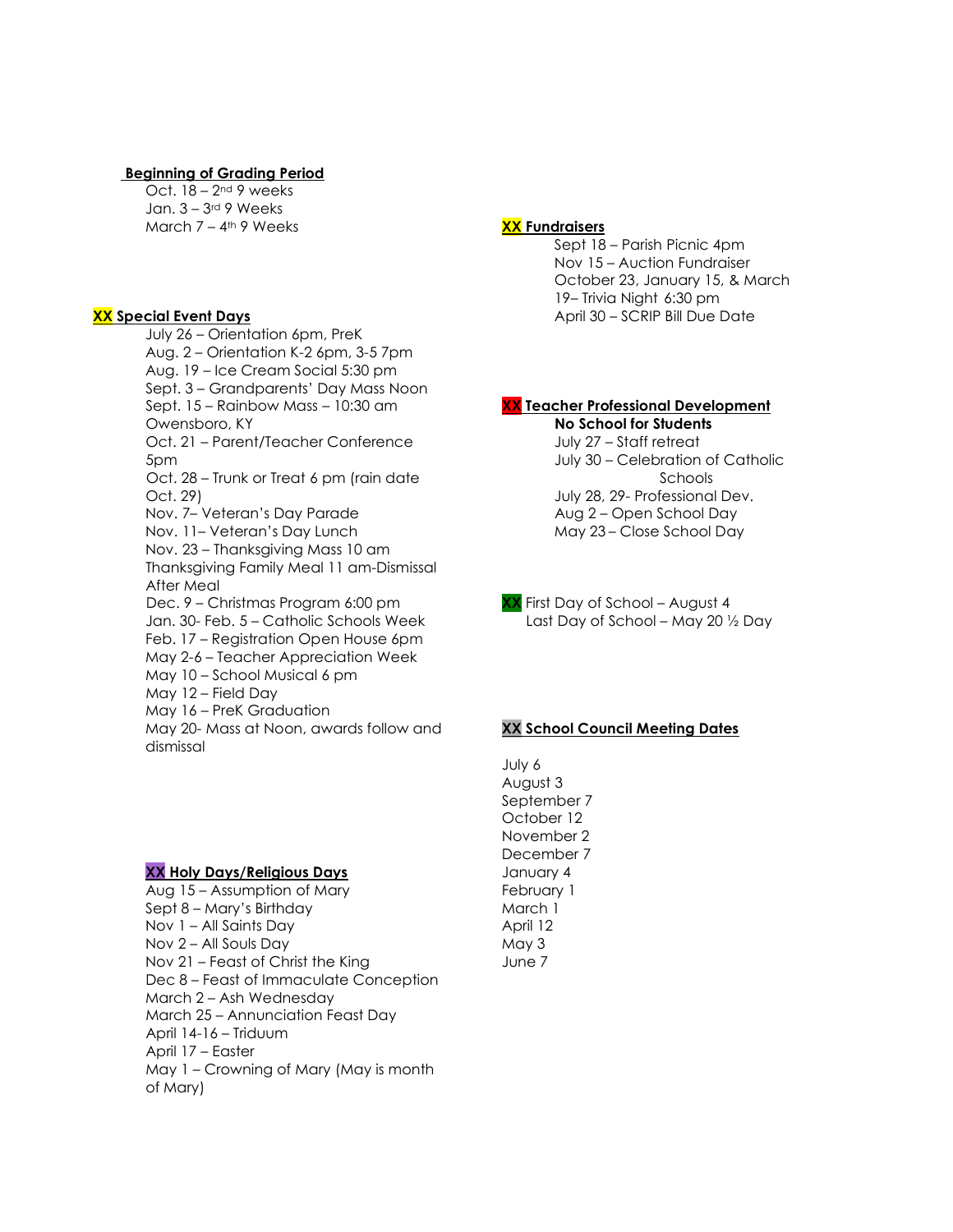**Beginning of Grading Period**

Oct. 18 – 2nd 9 weeks
Jan. 3 – 3rd 9 Weeks
March 7 – 4th 9 Weeks

**XX Special Event Days**

July 26 – Orientation 6pm, PreK
Aug. 2 – Orientation K-2 6pm, 3-5 7pm
Aug. 19 – Ice Cream Social 5:30 pm
Sept. 3 – Grandparents' Day Mass Noon
Sept. 15 – Rainbow Mass – 10:30 am Owensboro, KY
Oct. 21 – Parent/Teacher Conference 5pm
Oct. 28 – Trunk or Treat 6 pm (rain date Oct. 29)
Nov. 7– Veteran's Day Parade
Nov. 11– Veteran's Day Lunch
Nov. 23 – Thanksgiving Mass 10 am
Thanksgiving Family Meal 11 am-Dismissal After Meal
Dec. 9 – Christmas Program 6:00 pm
Jan. 30- Feb. 5 – Catholic Schools Week
Feb. 17 – Registration Open House 6pm
May 2-6 – Teacher Appreciation Week
May 10 – School Musical 6 pm
May 12 – Field Day
May 16 – PreK Graduation
May 20- Mass at Noon, awards follow and dismissal

**XX Holy Days/Religious Days**

Aug 15 – Assumption of Mary
Sept 8 – Mary's Birthday
Nov 1 – All Saints Day
Nov 2 – All Souls Day
Nov 21 – Feast of Christ the King
Dec 8 – Feast of Immaculate Conception
March 2 – Ash Wednesday
March 25 – Annunciation Feast Day
April 14-16 – Triduum
April 17 – Easter
May 1 – Crowning of Mary (May is month of Mary)

**XX Fundraisers**

Sept 18 – Parish Picnic 4pm
Nov 15 – Auction Fundraiser
October 23, January 15, & March 19– Trivia Night 6:30 pm
April 30 – SCRIP Bill Due Date

**XX Teacher Professional Development**

**No School for Students**

July 27 – Staff retreat
July 30 – Celebration of Catholic Schools
July 28, 29- Professional Dev.
Aug 2 – Open School Day
May 23 – Close School Day

XX First Day of School – August 4
Last Day of School – May 20 ½ Day

**XX School Council Meeting Dates**

July 6
August 3
September 7
October 12
November 2
December 7
January 4
February 1
March 1
April 12
May 3
June 7